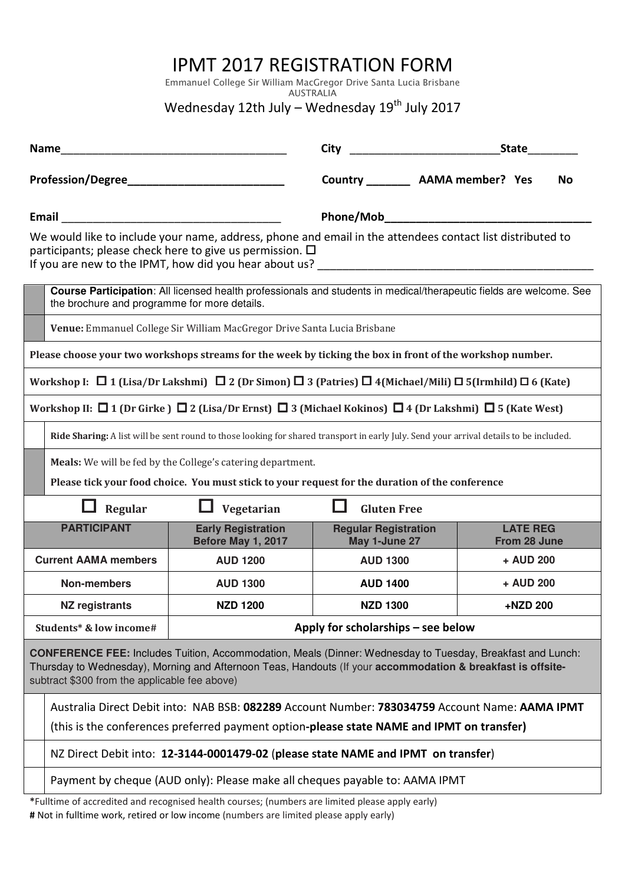# IPMT 2017 REGISTRATION FORM

Emmanuel College Sir William MacGregor Drive Santa Lucia Brisbane
AUSTRALIA

Wednesday 12th July – Wednesday 19th July 2017

**Name**_____________________________________ **City** _________________________**State**________

**Profession/Degree**_________________________ **Country** _______ **AAMA member? Yes No**

**Email** ____________________________________ **Phone/Mob**__________________________________

We would like to include your name, address, phone and email in the attendees contact list distributed to participants; please check here to give us permission. ☐
If you are new to the IPMT, how did you hear about us? _____________________________________________

**Course Participation**: All licensed health professionals and students in medical/therapeutic fields are welcome. See the brochure and programme for more details.

**Venue:** Emmanuel College Sir William MacGregor Drive Santa Lucia Brisbane

**Please choose your two workshops streams for the week by ticking the box in front of the workshop number.**

**Workshop I: ☐ 1 (Lisa/Dr Lakshmi) ☐ 2 (Dr Simon) ☐ 3 (Patries) ☐ 4(Michael/Mili) ☐ 5(Irmhild) ☐ 6 (Kate)**

**Workshop II: ☐ 1 (Dr Girke ) ☐ 2 (Lisa/Dr Ernst) ☐ 3 (Michael Kokinos) ☐ 4 (Dr Lakshmi) ☐ 5 (Kate West)**

**Ride Sharing:** A list will be sent round to those looking for shared transport in early July. Send your arrival details to be included.

**Meals:** We will be fed by the College's catering department.

**Please tick your food choice. You must stick to your request for the duration of the conference**

☐ **Regular** ☐ **Vegetarian** ☐ **Gluten Free**

| PARTICIPANT | Early Registration Before May 1, 2017 | Regular Registration May 1-June 27 | LATE REG From 28 June |
|---|---|---|---|
| Current AAMA members | AUD 1200 | AUD 1300 | + AUD 200 |
| Non-members | AUD 1300 | AUD 1400 | + AUD 200 |
| NZ registrants | NZD 1200 | NZD 1300 | +NZD 200 |
| Students* & low income# | Apply for scholarships – see below | | |

**CONFERENCE FEE:** Includes Tuition, Accommodation, Meals (Dinner: Wednesday to Tuesday, Breakfast and Lunch: Thursday to Wednesday), Morning and Afternoon Teas, Handouts (If your **accommodation & breakfast is offsite-** subtract $300 from the applicable fee above)

Australia Direct Debit into: NAB BSB: **082289** Account Number: **783034759** Account Name: **AAMA IPMT** (this is the conferences preferred payment option-**please state NAME and IPMT on transfer)**

NZ Direct Debit into: **12-3144-0001479-02** (**please state NAME and IPMT on transfer**)

Payment by cheque (AUD only): Please make all cheques payable to: AAMA IPMT

***** Fulltime of accredited and recognised health courses; (numbers are limited please apply early)

**#** Not in fulltime work, retired or low income (numbers are limited please apply early)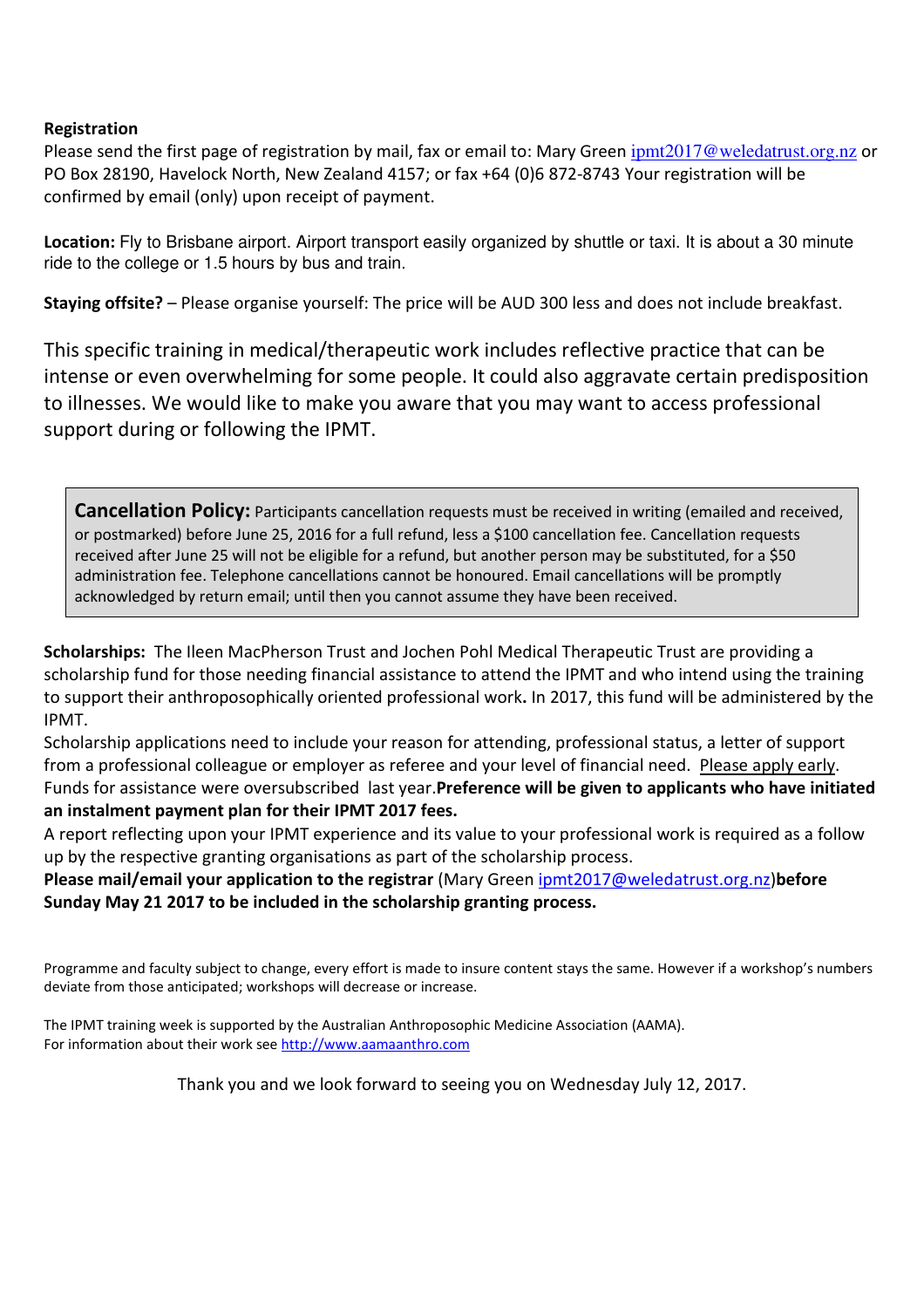**Registration**
Please send the first page of registration by mail, fax or email to: Mary Green ipmt2017@weledatrust.org.nz or PO Box 28190, Havelock North, New Zealand 4157; or fax +64 (0)6 872-8743 Your registration will be confirmed by email (only) upon receipt of payment.

**Location:** Fly to Brisbane airport. Airport transport easily organized by shuttle or taxi. It is about a 30 minute ride to the college or 1.5 hours by bus and train.

**Staying offsite?** – Please organise yourself: The price will be AUD 300 less and does not include breakfast.

This specific training in medical/therapeutic work includes reflective practice that can be intense or even overwhelming for some people. It could also aggravate certain predisposition to illnesses. We would like to make you aware that you may want to access professional support during or following the IPMT.

**Cancellation Policy:** Participants cancellation requests must be received in writing (emailed and received, or postmarked) before June 25, 2016 for a full refund, less a $100 cancellation fee. Cancellation requests received after June 25 will not be eligible for a refund, but another person may be substituted, for a $50 administration fee. Telephone cancellations cannot be honoured. Email cancellations will be promptly acknowledged by return email; until then you cannot assume they have been received.

**Scholarships:** The Ileen MacPherson Trust and Jochen Pohl Medical Therapeutic Trust are providing a scholarship fund for those needing financial assistance to attend the IPMT and who intend using the training to support their anthroposophically oriented professional work**.** In 2017, this fund will be administered by the IPMT.
Scholarship applications need to include your reason for attending, professional status, a letter of support from a professional colleague or employer as referee and your level of financial need. Please apply early.
Funds for assistance were oversubscribed last year.**Preference will be given to applicants who have initiated an instalment payment plan for their IPMT 2017 fees.**
A report reflecting upon your IPMT experience and its value to your professional work is required as a follow up by the respective granting organisations as part of the scholarship process.
**Please mail/email your application to the registrar** (Mary Green ipmt2017@weledatrust.org.nz)**before Sunday May 21 2017 to be included in the scholarship granting process.**

Programme and faculty subject to change, every effort is made to insure content stays the same. However if a workshop's numbers deviate from those anticipated; workshops will decrease or increase.

The IPMT training week is supported by the Australian Anthroposophic Medicine Association (AAMA).
For information about their work see http://www.aamaanthro.com

Thank you and we look forward to seeing you on Wednesday July 12, 2017.